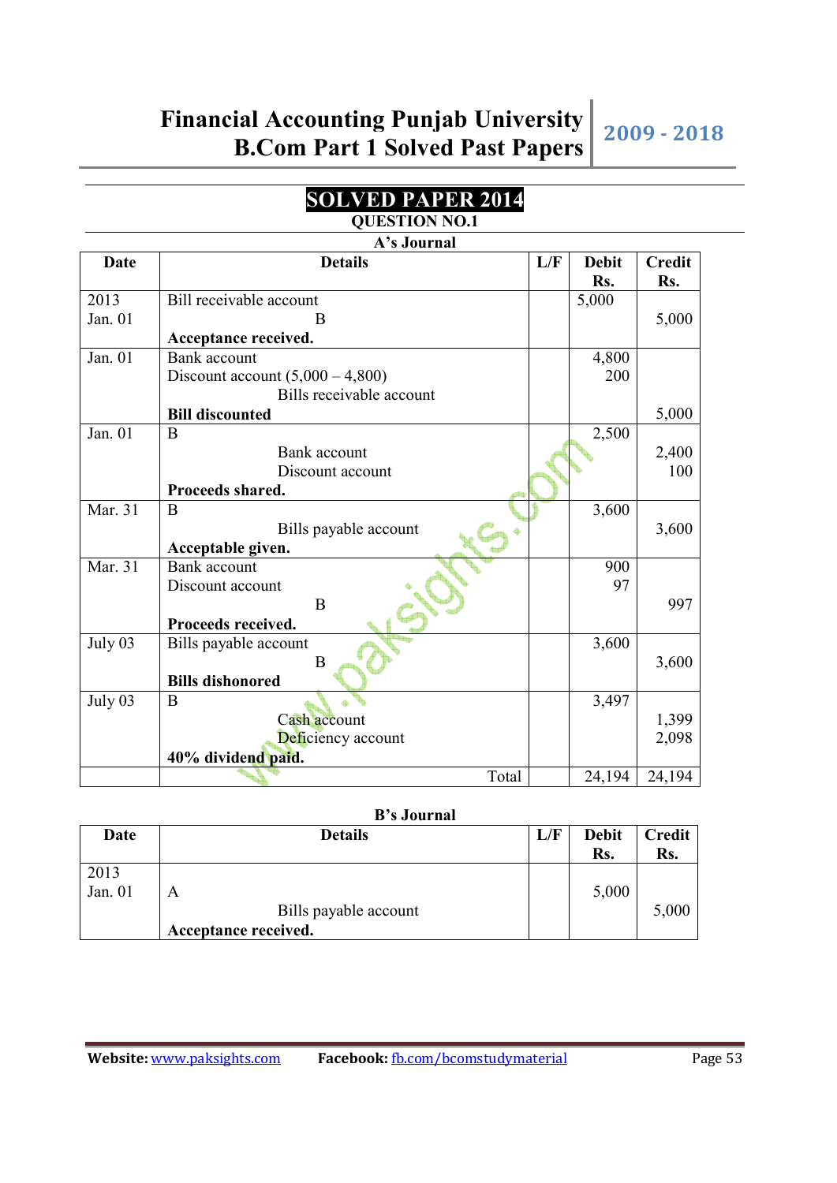# SOLVED PAPER 2014

## QUESTION NO.1

**A's Journal**

| Date | Details | L/F | Debit Rs. | Credit Rs. |
|---|---|---|---|---|
| 2013 Jan. 01 | Bill receivable account<br>B<br>**Acceptance received.** | | 5,000 | <br>5,000 |
| Jan. 01 | Bank account<br>Discount account (5,000 – 4,800)<br>Bills receivable account<br>**Bill discounted** | | 4,800<br>200 | <br><br><br>5,000 |
| Jan. 01 | B<br>Bank account<br>Discount account<br>**Proceeds shared.** | | 2,500 | <br>2,400<br>100 |
| Mar. 31 | B<br>Bills payable account<br>**Acceptable given.** | | 3,600 | <br>3,600 |
| Mar. 31 | Bank account<br>Discount account<br>B<br>**Proceeds received.** | | 900<br>97 | <br><br>997 |
| July 03 | Bills payable account<br>B<br>**Bills dishonored** | | 3,600 | <br>3,600 |
| July 03 | B<br>Cash account<br>Deficiency account<br>**40% dividend paid.** | | 3,497 | <br>1,399<br>2,098 |
| | Total | | 24,194 | 24,194 |

**B's Journal**

| Date | Details | L/F | Debit Rs. | Credit Rs. |
|---|---|---|---|---|
| 2013 Jan. 01 | A<br>Bills payable account<br>**Acceptance received.** | | 5,000 | <br>5,000 |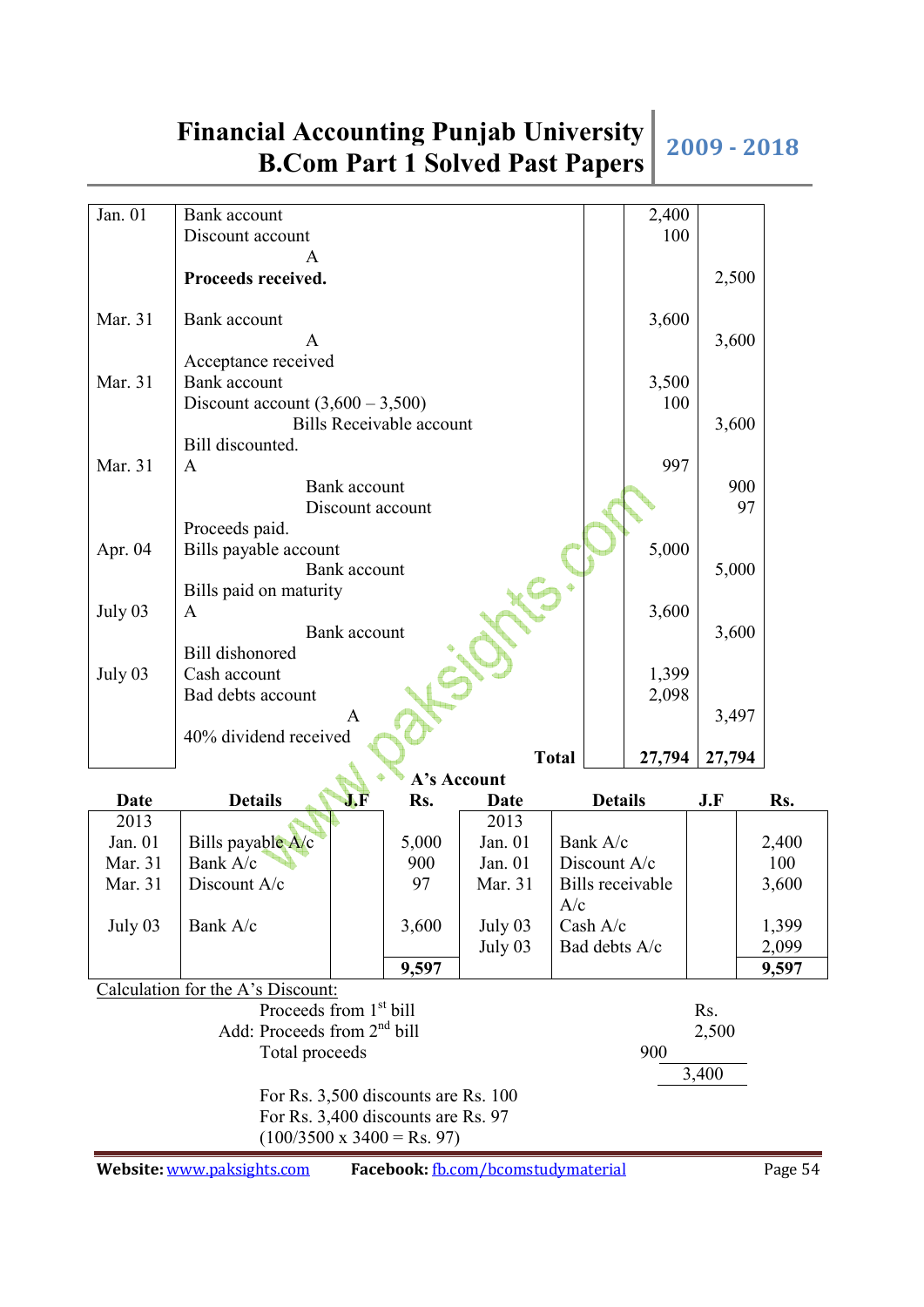| Date | Particulars | L.F | Debit | Credit |
|---|---|---|---|---|
| Jan. 01 | Bank account | | 2,400 | |
| | Discount account | | 100 | |
| | A | | | 2,500 |
| | **Proceeds received.** | | | |
| Mar. 31 | Bank account | | 3,600 | |
| | A | | | 3,600 |
| | Acceptance received | | | |
| Mar. 31 | Bank account | | 3,500 | |
| | Discount account (3,600 – 3,500) | | 100 | |
| | Bills Receivable account | | | 3,600 |
| | Bill discounted. | | | |
| Mar. 31 | A | | 997 | |
| | Bank account | | | 900 |
| | Discount account | | | 97 |
| | Proceeds paid. | | | |
| Apr. 04 | Bills payable account | | 5,000 | |
| | Bank account | | | 5,000 |
| | Bills paid on maturity | | | |
| July 03 | A | | 3,600 | |
| | Bank account | | | 3,600 |
| | Bill dishonored | | | |
| July 03 | Cash account | | 1,399 | |
| | Bad debts account | | 2,098 | |
| | A | | | 3,497 |
| | 40% dividend received | | | |
| | **Total** | | **27,794** | **27,794** |

**A's Account**

| Date | Details | J.F | Rs. | Date | Details | J.F | Rs. |
|---|---|---|---|---|---|---|---|
| 2013 | | | | 2013 | | | |
| Jan. 01 | Bills payable A/c | | 5,000 | Jan. 01 | Bank A/c | | 2,400 |
| Mar. 31 | Bank A/c | | 900 | Jan. 01 | Discount A/c | | 100 |
| Mar. 31 | Discount A/c | | 97 | Mar. 31 | Bills receivable A/c | | 3,600 |
| July 03 | Bank A/c | | 3,600 | July 03 | Cash A/c | | 1,399 |
| | | | | July 03 | Bad debts A/c | | 2,099 |
| | | | **9,597** | | | | **9,597** |

Calculation for the A's Discount:

| | | Rs. |
|---|---|---|
| Proceeds from 1st bill | | 2,500 |
| Add: Proceeds from 2nd bill | 900 | |
| Total proceeds | | 3,400 |

For Rs. 3,500 discounts are Rs. 100
For Rs. 3,400 discounts are Rs. 97
(100/3500 x 3400 = Rs. 97)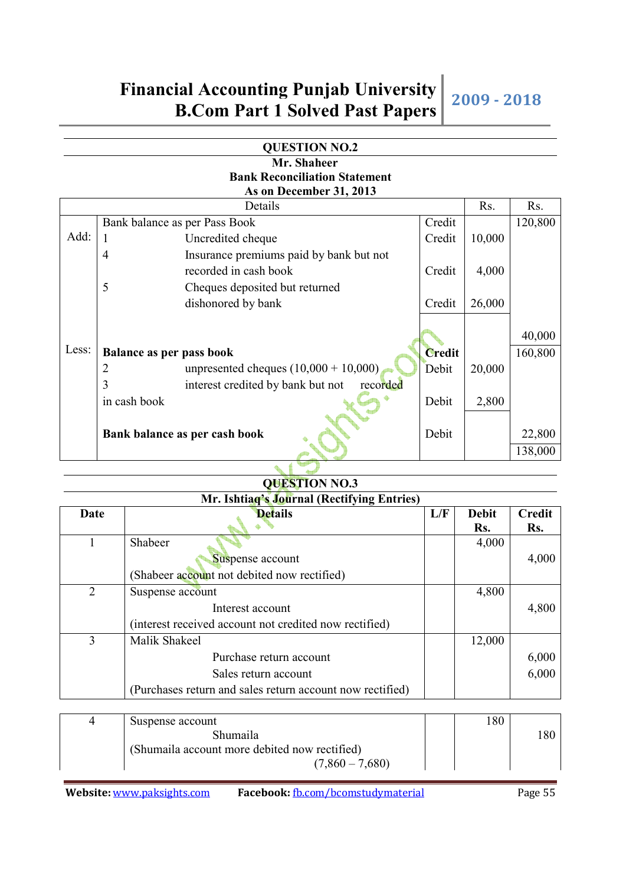## QUESTION NO.2

**Mr. Shaheer**
**Bank Reconciliation Statement**
**As on December 31, 2013**

| | Details | | | Rs. | Rs. |
|---|---|---|---|---|---|
| | Bank balance as per Pass Book | | Credit | | 120,800 |
| Add: | 1 | Uncredited cheque | Credit | 10,000 | |
| | 4 | Insurance premiums paid by bank but not recorded in cash book | Credit | 4,000 | |
| | 5 | Cheques deposited but returned dishonored by bank | Credit | 26,000 | |
| | | | | | 40,000 |
| Less: | **Balance as per pass book** | | **Credit** | | 160,800 |
| | 2 | unpresented cheques (10,000 + 10,000) | Debit | 20,000 | |
| | 3 | interest credited by bank but not recorded in cash book | Debit | 2,800 | |
| | **Bank balance as per cash book** | | Debit | | 22,800 |
| | | | | | 138,000 |

## QUESTION NO.3

**Mr. Ishtiaq's Journal (Rectifying Entries)**

| Date | Details | L/F | Debit Rs. | Credit Rs. |
|---|---|---|---|---|
| 1 | Shabeer | | 4,000 | |
| | Suspense account | | | 4,000 |
| | (Shabeer account not debited now rectified) | | | |
| 2 | Suspense account | | 4,800 | |
| | Interest account | | | 4,800 |
| | (interest received account not credited now rectified) | | | |
| 3 | Malik Shakeel | | 12,000 | |
| | Purchase return account | | | 6,000 |
| | Sales return account | | | 6,000 |
| | (Purchases return and sales return account now rectified) | | | |
| 4 | Suspense account | | 180 | |
| | Shumaila | | | 180 |
| | (Shumaila account more debited now rectified) (7,860 – 7,680) | | | |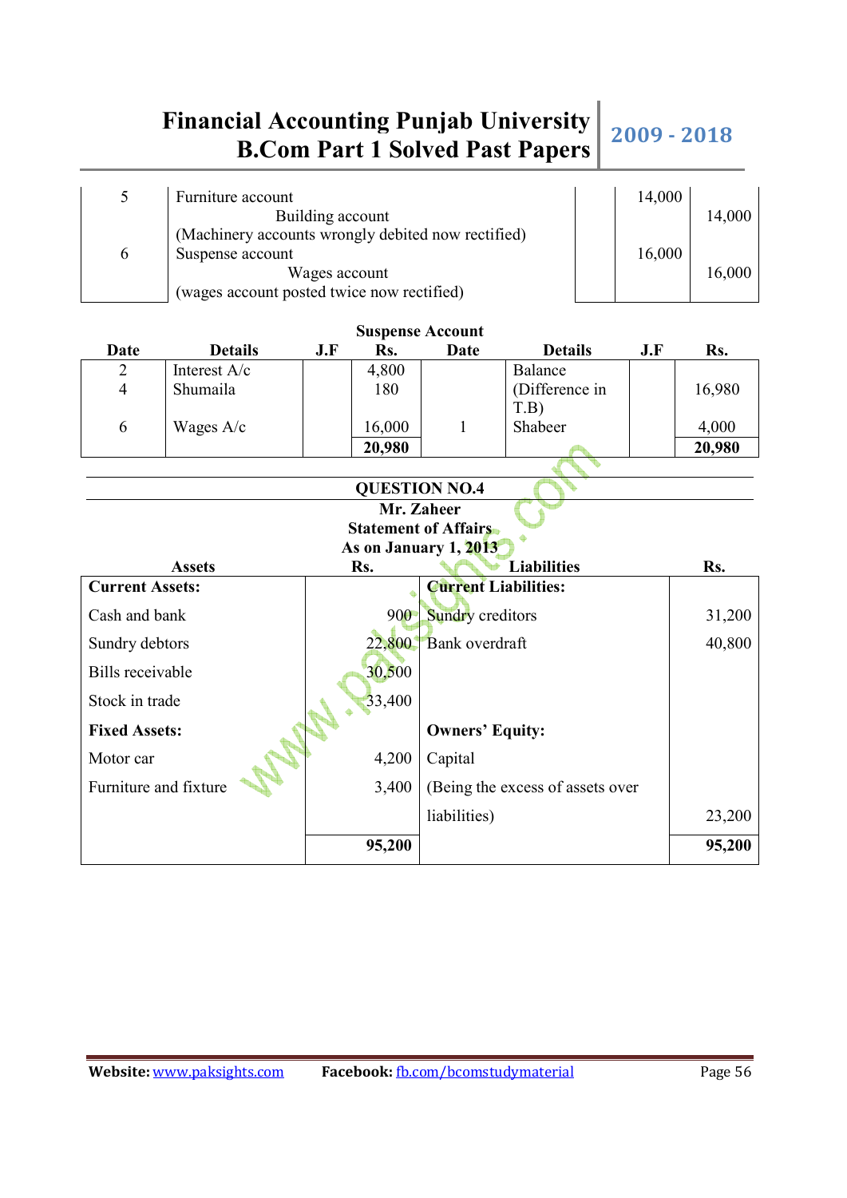| | | | | |
|---|---|---|---|---|
| 5 | Furniture account<br>Building account<br>(Machinery accounts wrongly debited now rectified) | | 14,000 | 14,000 |
| 6 | Suspense account<br>Wages account<br>(wages account posted twice now rectified) | | 16,000 | 16,000 |

**Suspense Account**

| Date | Details | J.F | Rs. | Date | Details | J.F | Rs. |
|---|---|---|---|---|---|---|---|
| 2 | Interest A/c | | 4,800 | | Balance (Difference in T.B) | | 16,980 |
| 4 | Shumaila | | 180 | | | | |
| 6 | Wages A/c | | 16,000 | 1 | Shabeer | | 4,000 |
| | | | **20,980** | | | | **20,980** |

## QUESTION NO.4

**Mr. Zaheer**
**Statement of Affairs**
**As on January 1, 2013**

| Assets | Rs. | Liabilities | Rs. |
|---|---|---|---|
| **Current Assets:** | | **Current Liabilities:** | |
| Cash and bank | 900 | Sundry creditors | 31,200 |
| Sundry debtors | 22,800 | Bank overdraft | 40,800 |
| Bills receivable | 30,500 | | |
| Stock in trade | 33,400 | | |
| **Fixed Assets:** | | **Owners' Equity:** | |
| Motor car | 4,200 | Capital | |
| Furniture and fixture | 3,400 | (Being the excess of assets over liabilities) | 23,200 |
| | **95,200** | | **95,200** |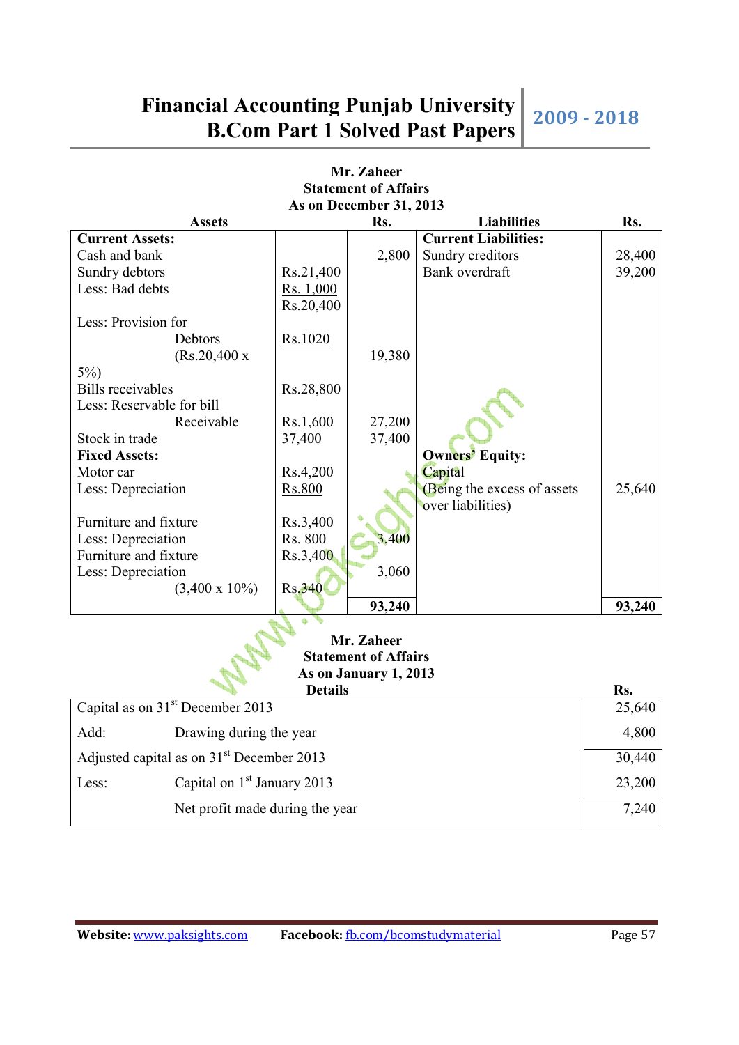**Mr. Zaheer**
**Statement of Affairs**
**As on December 31, 2013**

| Assets | | Rs. | Liabilities | Rs. |
|---|---|---|---|---|
| **Current Assets:** | | | **Current Liabilities:** | |
| Cash and bank | | 2,800 | Sundry creditors | 28,400 |
| Sundry debtors | Rs.21,400 | | Bank overdraft | 39,200 |
| Less: Bad debts | Rs. 1,000 | | | |
| | Rs.20,400 | | | |
| Less: Provision for Debtors (Rs.20,400 x 5%) | Rs.1020 | 19,380 | | |
| Bills receivables | Rs.28,800 | | | |
| Less: Reservable for bill Receivable | Rs.1,600 | 27,200 | | |
| Stock in trade | 37,400 | 37,400 | | |
| **Fixed Assets:** | | | **Owners' Equity:** | |
| Motor car | Rs.4,200 | | Capital | |
| Less: Depreciation | Rs.800 | | (Being the excess of assets over liabilities) | 25,640 |
| Furniture and fixture | Rs.3,400 | | | |
| Less: Depreciation | Rs. 800 | 3,400 | | |
| Furniture and fixture | Rs.3,400 | | | |
| Less: Depreciation (3,400 x 10%) | Rs.340 | 3,060 | | |
| | | **93,240** | | **93,240** |

**Mr. Zaheer**
**Statement of Affairs**
**As on January 1, 2013**

| Details | | Rs. |
|---|---|---|
| Capital as on 31st December 2013 | | 25,640 |
| Add: | Drawing during the year | 4,800 |
| Adjusted capital as on 31st December 2013 | | 30,440 |
| Less: | Capital on 1st January 2013 | 23,200 |
| | Net profit made during the year | 7,240 |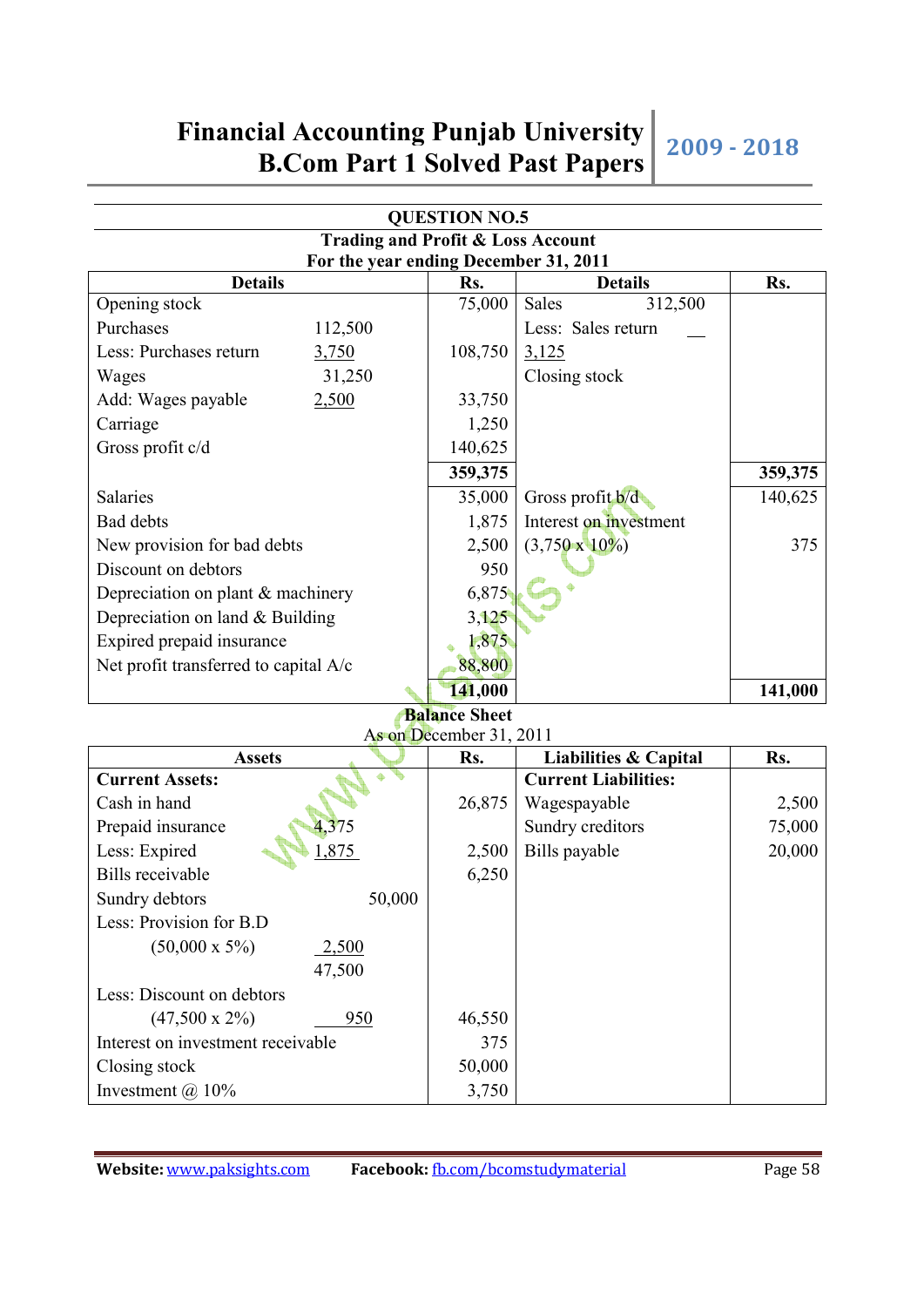## QUESTION NO.5

### Trading and Profit & Loss Account
### For the year ending December 31, 2011

| Details | | Rs. | Details | | Rs. |
|---|---|---|---|---|---|
| Opening stock | | 75,000 | Sales | 312,500 | |
| Purchases | 112,500 | | Less: Sales return | | |
| Less: Purchases return | 3,750 | 108,750 | 3,125 | | |
| Wages | 31,250 | | Closing stock | | |
| Add: Wages payable | 2,500 | 33,750 | | | |
| Carriage | | 1,250 | | | |
| Gross profit c/d | | 140,625 | | | |
| | | **359,375** | | | **359,375** |
| Salaries | | 35,000 | Gross profit b/d | | 140,625 |
| Bad debts | | 1,875 | Interest on investment | | |
| New provision for bad debts | | 2,500 | (3,750 x 10%) | | 375 |
| Discount on debtors | | 950 | | | |
| Depreciation on plant & machinery | | 6,875 | | | |
| Depreciation on land & Building | | 3,125 | | | |
| Expired prepaid insurance | | 1,875 | | | |
| Net profit transferred to capital A/c | | 88,800 | | | |
| | | **141,000** | | | **141,000** |

### Balance Sheet
### As on December 31, 2011

| Assets | | | Rs. | Liabilities & Capital | Rs. |
|---|---|---|---|---|---|
| **Current Assets:** | | | | **Current Liabilities:** | |
| Cash in hand | | | 26,875 | Wagespayable | 2,500 |
| Prepaid insurance | 4,375 | | | Sundry creditors | 75,000 |
| Less: Expired | 1,875 | | 2,500 | Bills payable | 20,000 |
| Bills receivable | | | 6,250 | | |
| Sundry debtors | | 50,000 | | | |
| Less: Provision for B.D | | | | | |
| (50,000 x 5%) | 2,500 | | | | |
| | 47,500 | | | | |
| Less: Discount on debtors | | | | | |
| (47,500 x 2%) | 950 | | 46,550 | | |
| Interest on investment receivable | | | 375 | | |
| Closing stock | | | 50,000 | | |
| Investment @ 10% | | | 3,750 | | |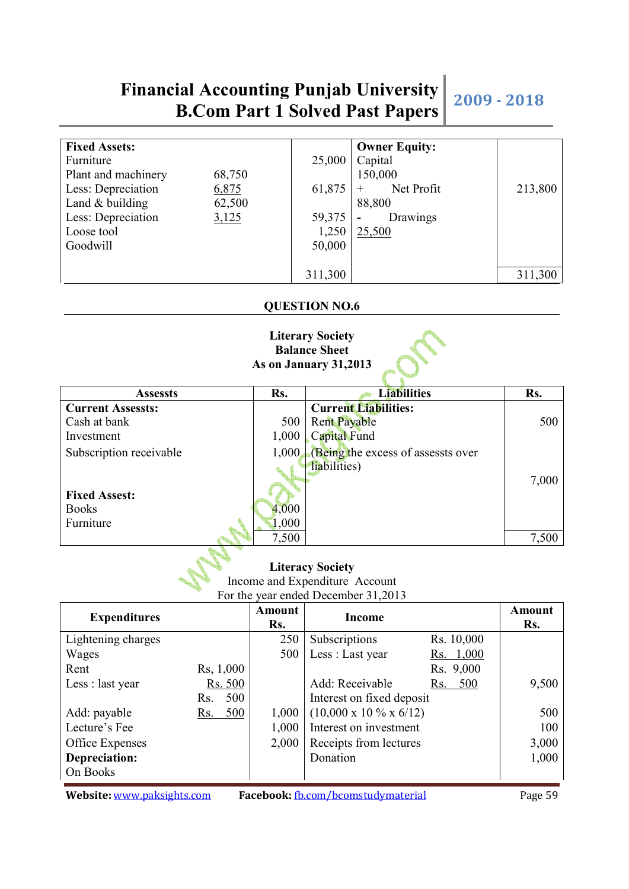| Fixed Assets: | | | Owner Equity: | |
|---|---|---|---|---|
| Furniture | | 25,000 | Capital 150,000 | |
| Plant and machinery | 68,750 | | | |
| Less: Depreciation | 6,875 | 61,875 | + Net Profit 88,800 | 213,800 |
| Land & building | 62,500 | | | |
| Less: Depreciation | 3,125 | 59,375 | - Drawings 25,500 | |
| Loose tool | | 1,250 | | |
| Goodwill | | 50,000 | | |
| | | 311,300 | | 311,300 |

## QUESTION NO.6

**Literary Society**
**Balance Sheet**
**As on January 31,2013**

| Assessts | Rs. | Liabilities | Rs. |
|---|---|---|---|
| **Current Assessts:** | | **Current Liabilities:** | |
| Cash at bank | 500 | Rent Payable | 500 |
| Investment | 1,000 | Capital Fund | |
| Subscription receivable | 1,000 | (Being the excess of assessts over liabilities) | 7,000 |
| **Fixed Assest:** | | | |
| Books | 4,000 | | |
| Furniture | 1,000 | | |
| | 7,500 | | 7,500 |

**Literacy Society**
Income and Expenditure Account
For the year ended December 31,2013

| Expenditures | | Amount Rs. | Income | | Amount Rs. |
|---|---|---|---|---|---|
| Lightening charges | | 250 | Subscriptions | Rs. 10,000 | |
| Wages | | 500 | Less : Last year | Rs. 1,000 | |
| Rent | Rs, 1,000 | | | Rs. 9,000 | |
| Less : last year | Rs. 500 | | Add: Receivable | Rs. 500 | 9,500 |
| | Rs. 500 | | Interest on fixed deposit | | |
| Add: payable | Rs. 500 | 1,000 | (10,000 x 10 % x 6/12) | | 500 |
| Lecture's Fee | | 1,000 | Interest on investment | | 100 |
| Office Expenses | | 2,000 | Receipts from lectures | | 3,000 |
| **Depreciation:** | | | Donation | | 1,000 |
| On Books | | | | | |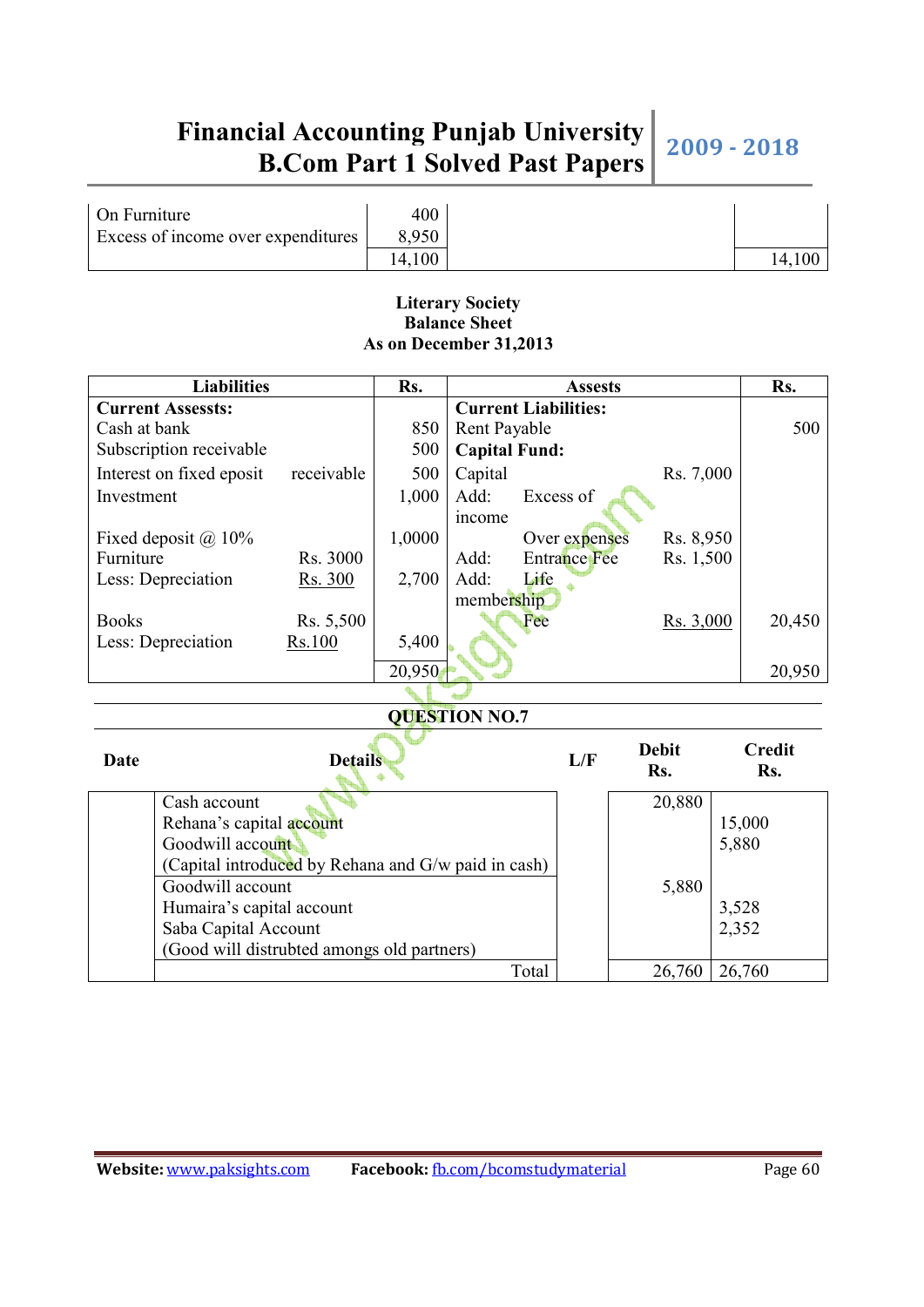| On Furniture<br>Excess of income over expenditures | 400<br>8,950 | | |
|---|---|---|---|
| | 14,100 | | 14,100 |

**Literary Society**
**Balance Sheet**
**As on December 31,2013**

| Liabilities | | Rs. | Assests | | Rs. |
|---|---|---|---|---|---|
| **Current Assessts:** | | | **Current Liabilities:** | | |
| Cash at bank | | 850 | Rent Payable | | 500 |
| Subscription receivable | | 500 | **Capital Fund:** | | |
| Interest on fixed eposit | receivable | 500 | Capital | Rs. 7,000 | |
| Investment | | 1,000 | Add: Excess of income | | |
| Fixed deposit @ 10% | | 1,0000 | Over expenses | Rs. 8,950 | |
| Furniture | Rs. 3000 | | Add: Entrance Fee | Rs. 1,500 | |
| Less: Depreciation | Rs. 300 | 2,700 | Add: Life membership | | |
| Books | Rs. 5,500 | | Fee | Rs. 3,000 | 20,450 |
| Less: Depreciation | Rs.100 | 5,400 | | | |
| | | 20,950 | | | 20,950 |

## QUESTION NO.7

| Date | Details | L/F | Debit Rs. | Credit Rs. |
|---|---|---|---|---|
| | Cash account<br>Rehana's capital account<br>Goodwill account<br>(Capital introduced by Rehana and G/w paid in cash) | | 20,880 | <br>15,000<br>5,880 |
| | Goodwill account<br>Humaira's capital account<br>Saba Capital Account<br>(Good will distrubted amongs old partners) | | 5,880 | <br>3,528<br>2,352 |
| | Total | | 26,760 | 26,760 |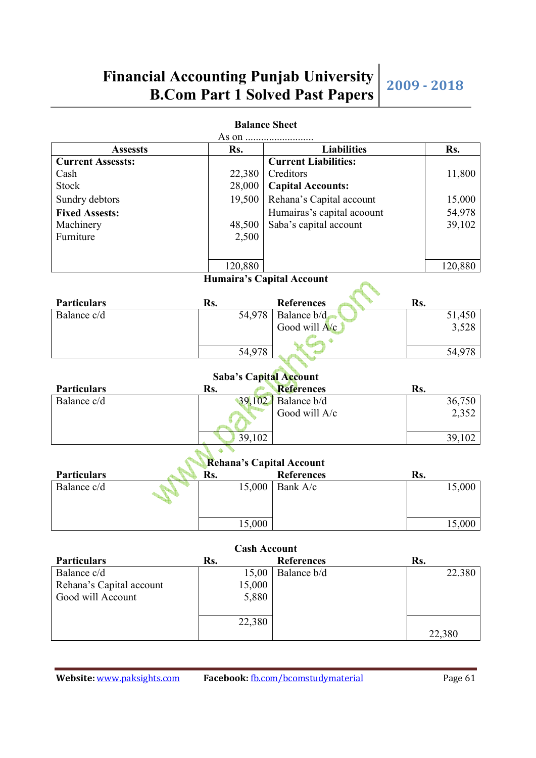**Balance Sheet**

As on ..........................

| Assessts | Rs. | Liabilities | Rs. |
|---|---|---|---|
| **Current Assessts:** | | **Current Liabilities:** | |
| Cash | 22,380 | Creditors | 11,800 |
| Stock | 28,000 | **Capital Accounts:** | |
| Sundry debtors | 19,500 | Rehana's Capital account | 15,000 |
| **Fixed Assests:** | | Humairas's capital acoount | 54,978 |
| Machinery | 48,500 | Saba's capital account | 39,102 |
| Furniture | 2,500 | | |
| | 120,880 | | 120,880 |

**Humaira's Capital Account**

| Particulars | Rs. | References | Rs. |
|---|---|---|---|
| Balance c/d | 54,978 | Balance b/d | 51,450 |
| | | Good will A/c | 3,528 |
| | 54,978 | | 54,978 |

**Saba's Capital Account**

| Particulars | Rs. | References | Rs. |
|---|---|---|---|
| Balance c/d | 39,102 | Balance b/d | 36,750 |
| | | Good will A/c | 2,352 |
| | 39,102 | | 39,102 |

**Rehana's Capital Account**

| Particulars | Rs. | References | Rs. |
|---|---|---|---|
| Balance c/d | 15,000 | Bank A/c | 15,000 |
| | 15,000 | | 15,000 |

**Cash Account**

| Particulars | Rs. | References | Rs. |
|---|---|---|---|
| Balance c/d | 15,00 | Balance b/d | 22.380 |
| Rehana's Capital account | 15,000 | | |
| Good will Account | 5,880 | | |
| | 22,380 | | 22,380 |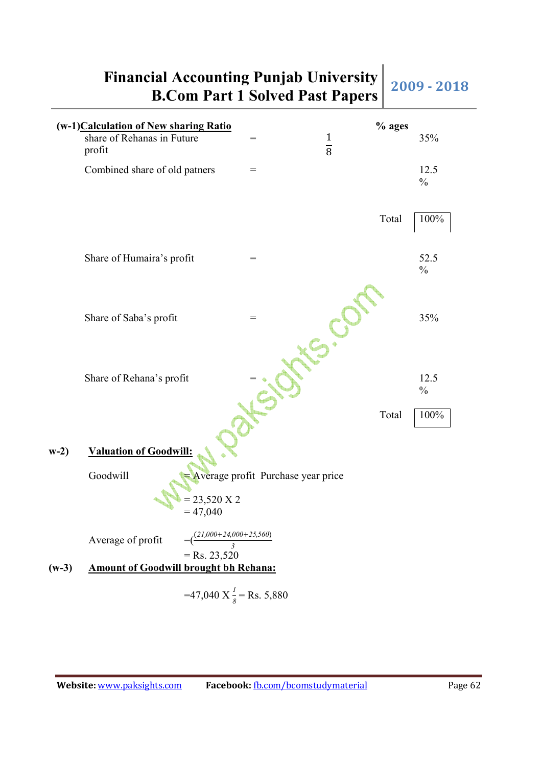**(w-1)** **Calculation of New sharing Ratio**

| | | | % ages |
|---|---|---|---|
| share of Rehanas in Future profit | = | $\frac{1}{8}$ | 35% |
| Combined share of old patners | = | | 12.5 % |
| | | Total | 100% |
| Share of Humaira's profit | = | | 52.5 % |
| Share of Saba's profit | = | | 35% |
| Share of Rehana's profit | = | | 12.5 % |
| | | Total | 100% |

**w-2)** **Valuation of Goodwill:**

Goodwill = Average profit Purchase year price

= 23,520 X 2

= 47,040

Average of profit $=(\frac{21,000+24,000+25,560)}{3}$

= Rs. 23,520

**(w-3)** **Amount of Goodwill brought bh Rehana:**

$=47,040 \text{ X } \frac{1}{8} = \text{Rs. } 5,880$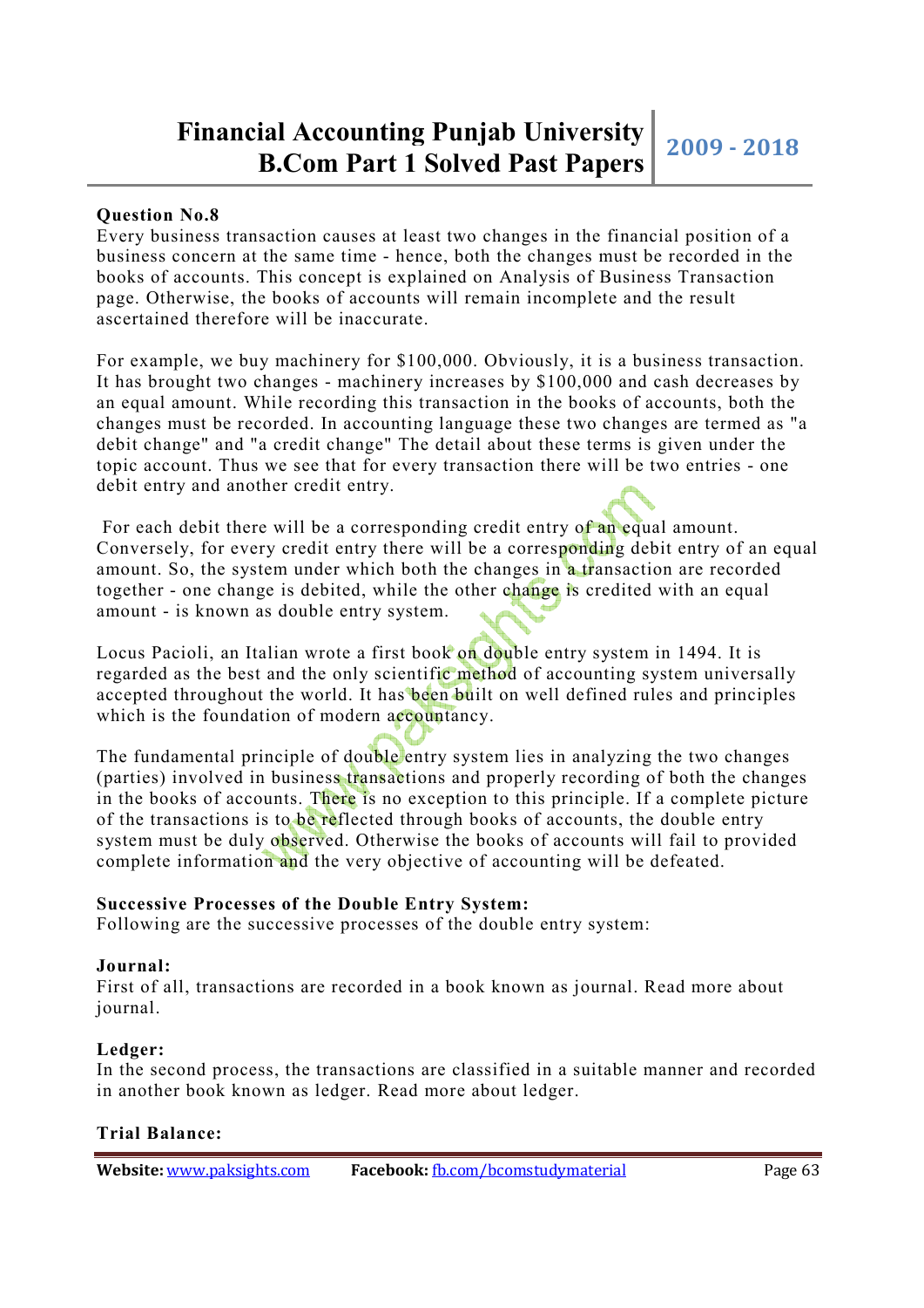**Question No.8**

Every business transaction causes at least two changes in the financial position of a business concern at the same time - hence, both the changes must be recorded in the books of accounts. This concept is explained on Analysis of Business Transaction page. Otherwise, the books of accounts will remain incomplete and the result ascertained therefore will be inaccurate.

For example, we buy machinery for $100,000. Obviously, it is a business transaction. It has brought two changes - machinery increases by $100,000 and cash decreases by an equal amount. While recording this transaction in the books of accounts, both the changes must be recorded. In accounting language these two changes are termed as "a debit change" and "a credit change" The detail about these terms is given under the topic account. Thus we see that for every transaction there will be two entries - one debit entry and another credit entry.

For each debit there will be a corresponding credit entry of an equal amount. Conversely, for every credit entry there will be a corresponding debit entry of an equal amount. So, the system under which both the changes in a transaction are recorded together - one change is debited, while the other change is credited with an equal amount - is known as double entry system.

Locus Pacioli, an Italian wrote a first book on double entry system in 1494. It is regarded as the best and the only scientific method of accounting system universally accepted throughout the world. It has been built on well defined rules and principles which is the foundation of modern accountancy.

The fundamental principle of double entry system lies in analyzing the two changes (parties) involved in business transactions and properly recording of both the changes in the books of accounts. There is no exception to this principle. If a complete picture of the transactions is to be reflected through books of accounts, the double entry system must be duly observed. Otherwise the books of accounts will fail to provided complete information and the very objective of accounting will be defeated.

**Successive Processes of the Double Entry System:**

Following are the successive processes of the double entry system:

**Journal:**

First of all, transactions are recorded in a book known as journal. Read more about journal.

**Ledger:**

In the second process, the transactions are classified in a suitable manner and recorded in another book known as ledger. Read more about ledger.

**Trial Balance:**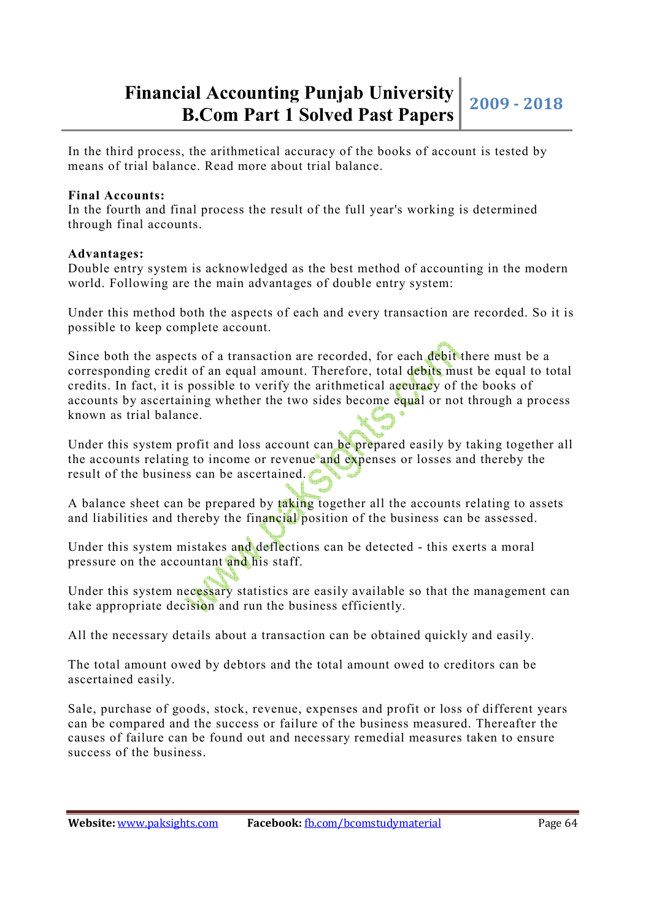In the third process, the arithmetical accuracy of the books of account is tested by means of trial balance. Read more about trial balance.

**Final Accounts:**
In the fourth and final process the result of the full year's working is determined through final accounts.

**Advantages:**
Double entry system is acknowledged as the best method of accounting in the modern world. Following are the main advantages of double entry system:

Under this method both the aspects of each and every transaction are recorded. So it is possible to keep complete account.

Since both the aspects of a transaction are recorded, for each debit there must be a corresponding credit of an equal amount. Therefore, total debits must be equal to total credits. In fact, it is possible to verify the arithmetical accuracy of the books of accounts by ascertaining whether the two sides become equal or not through a process known as trial balance.

Under this system profit and loss account can be prepared easily by taking together all the accounts relating to income or revenue and expenses or losses and thereby the result of the business can be ascertained.

A balance sheet can be prepared by taking together all the accounts relating to assets and liabilities and thereby the financial position of the business can be assessed.

Under this system mistakes and deflections can be detected - this exerts a moral pressure on the accountant and his staff.

Under this system necessary statistics are easily available so that the management can take appropriate decision and run the business efficiently.

All the necessary details about a transaction can be obtained quickly and easily.

The total amount owed by debtors and the total amount owed to creditors can be ascertained easily.

Sale, purchase of goods, stock, revenue, expenses and profit or loss of different years can be compared and the success or failure of the business measured. Thereafter the causes of failure can be found out and necessary remedial measures taken to ensure success of the business.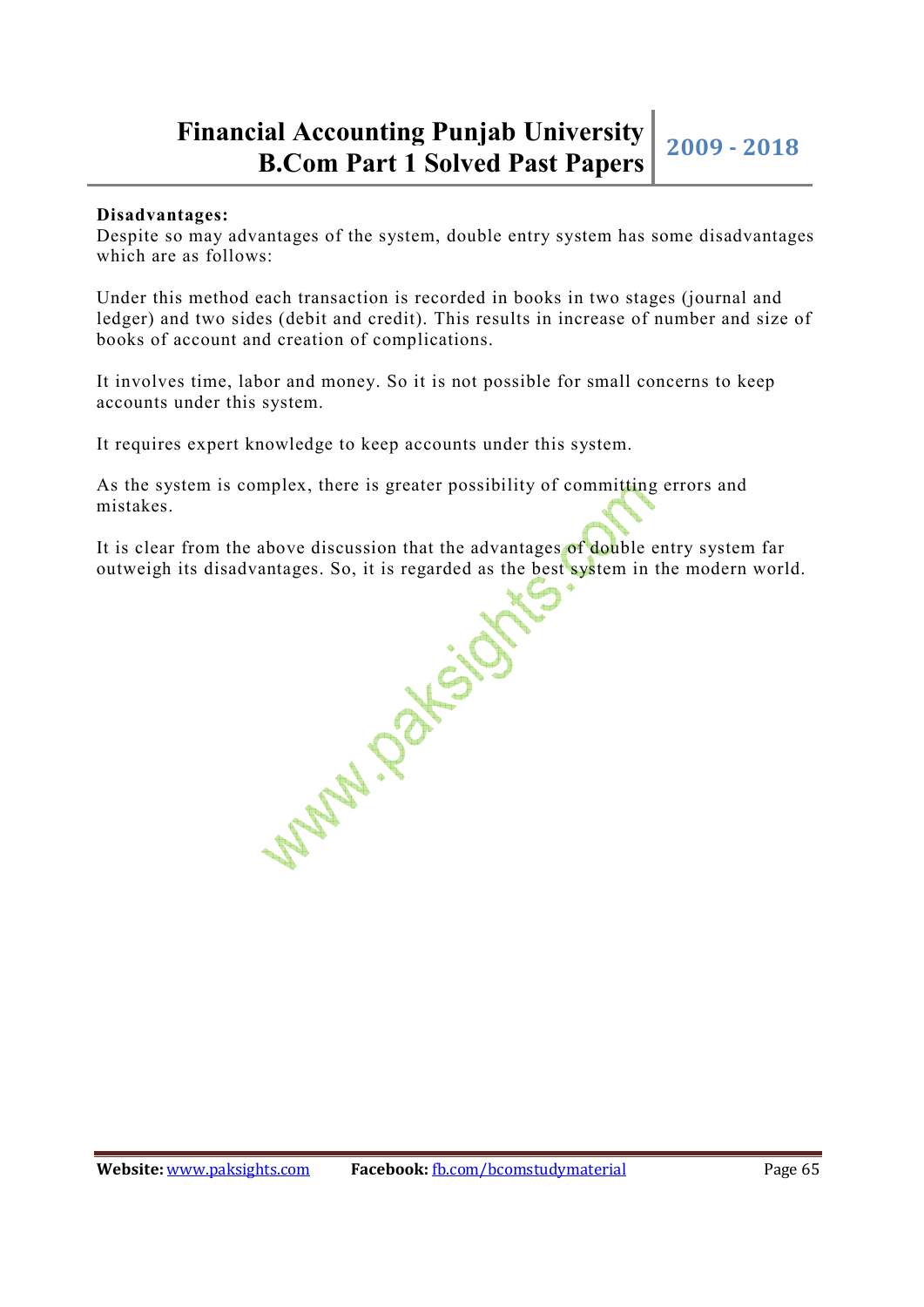**Disadvantages:**

Despite so may advantages of the system, double entry system has some disadvantages which are as follows:

Under this method each transaction is recorded in books in two stages (journal and ledger) and two sides (debit and credit). This results in increase of number and size of books of account and creation of complications.

It involves time, labor and money. So it is not possible for small concerns to keep accounts under this system.

It requires expert knowledge to keep accounts under this system.

As the system is complex, there is greater possibility of committing errors and mistakes.

It is clear from the above discussion that the advantages of double entry system far outweigh its disadvantages. So, it is regarded as the best system in the modern world.